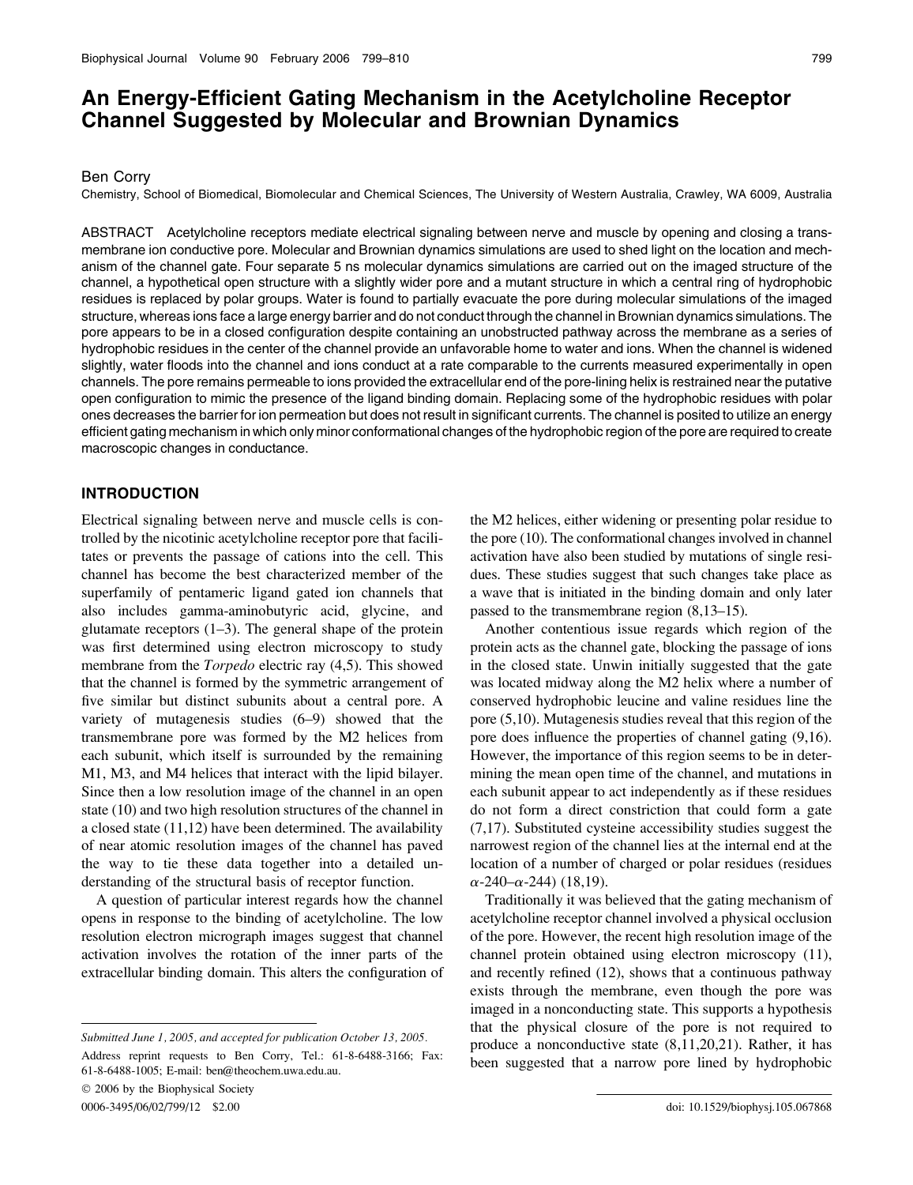# An Energy-Efficient Gating Mechanism in the Acetylcholine Receptor Channel Suggested by Molecular and Brownian Dynamics

Ben Corry

Chemistry, School of Biomedical, Biomolecular and Chemical Sciences, The University of Western Australia, Crawley, WA 6009, Australia

ABSTRACT Acetylcholine receptors mediate electrical signaling between nerve and muscle by opening and closing a transmembrane ion conductive pore. Molecular and Brownian dynamics simulations are used to shed light on the location and mechanism of the channel gate. Four separate 5 ns molecular dynamics simulations are carried out on the imaged structure of the channel, a hypothetical open structure with a slightly wider pore and a mutant structure in which a central ring of hydrophobic residues is replaced by polar groups. Water is found to partially evacuate the pore during molecular simulations of the imaged structure, whereas ions face a large energy barrier and do not conduct through the channel in Brownian dynamics simulations. The pore appears to be in a closed configuration despite containing an unobstructed pathway across the membrane as a series of hydrophobic residues in the center of the channel provide an unfavorable home to water and ions. When the channel is widened slightly, water floods into the channel and ions conduct at a rate comparable to the currents measured experimentally in open channels. The pore remains permeable to ions provided the extracellular end of the pore-lining helix is restrained near the putative open configuration to mimic the presence of the ligand binding domain. Replacing some of the hydrophobic residues with polar ones decreases the barrier for ion permeation but does not result in significant currents. The channel is posited to utilize an energy efficient gating mechanism in which only minor conformational changes of the hydrophobic region of the pore are required to create macroscopic changes in conductance.

## INTRODUCTION

Electrical signaling between nerve and muscle cells is controlled by the nicotinic acetylcholine receptor pore that facilitates or prevents the passage of cations into the cell. This channel has become the best characterized member of the superfamily of pentameric ligand gated ion channels that also includes gamma-aminobutyric acid, glycine, and glutamate receptors (1–3). The general shape of the protein was first determined using electron microscopy to study membrane from the *Torpedo* electric ray (4,5). This showed that the channel is formed by the symmetric arrangement of five similar but distinct subunits about a central pore. A variety of mutagenesis studies (6–9) showed that the transmembrane pore was formed by the M2 helices from each subunit, which itself is surrounded by the remaining M1, M3, and M4 helices that interact with the lipid bilayer. Since then a low resolution image of the channel in an open state (10) and two high resolution structures of the channel in a closed state (11,12) have been determined. The availability of near atomic resolution images of the channel has paved the way to tie these data together into a detailed understanding of the structural basis of receptor function.

A question of particular interest regards how the channel opens in response to the binding of acetylcholine. The low resolution electron micrograph images suggest that channel activation involves the rotation of the inner parts of the extracellular binding domain. This alters the configuration of the M2 helices, either widening or presenting polar residue to the pore (10). The conformational changes involved in channel activation have also been studied by mutations of single residues. These studies suggest that such changes take place as a wave that is initiated in the binding domain and only later passed to the transmembrane region (8,13–15).

Another contentious issue regards which region of the protein acts as the channel gate, blocking the passage of ions in the closed state. Unwin initially suggested that the gate was located midway along the M2 helix where a number of conserved hydrophobic leucine and valine residues line the pore (5,10). Mutagenesis studies reveal that this region of the pore does influence the properties of channel gating (9,16). However, the importance of this region seems to be in determining the mean open time of the channel, and mutations in each subunit appear to act independently as if these residues do not form a direct constriction that could form a gate (7,17). Substituted cysteine accessibility studies suggest the narrowest region of the channel lies at the internal end at the location of a number of charged or polar residues (residues $\alpha$-240–$\alpha$-244) (18,19).

Traditionally it was believed that the gating mechanism of acetylcholine receptor channel involved a physical occlusion of the pore. However, the recent high resolution image of the channel protein obtained using electron microscopy (11), and recently refined (12), shows that a continuous pathway exists through the membrane, even though the pore was imaged in a nonconducting state. This supports a hypothesis that the physical closure of the pore is not required to produce a nonconductive state (8,11,20,21). Rather, it has been suggested that a narrow pore lined by hydrophobic

---

*Submitted June 1, 2005, and accepted for publication October 13, 2005.*

Address reprint requests to Ben Corry, Tel.: 61-8-6488-3166; Fax: 61-8-6488-1005; E-mail: ben@theochem.uwa.edu.au.

© 2006 by the Biophysical Society

0006-3495/06/02/799/12 $2.00

doi: 10.1529/biophysj.105.067868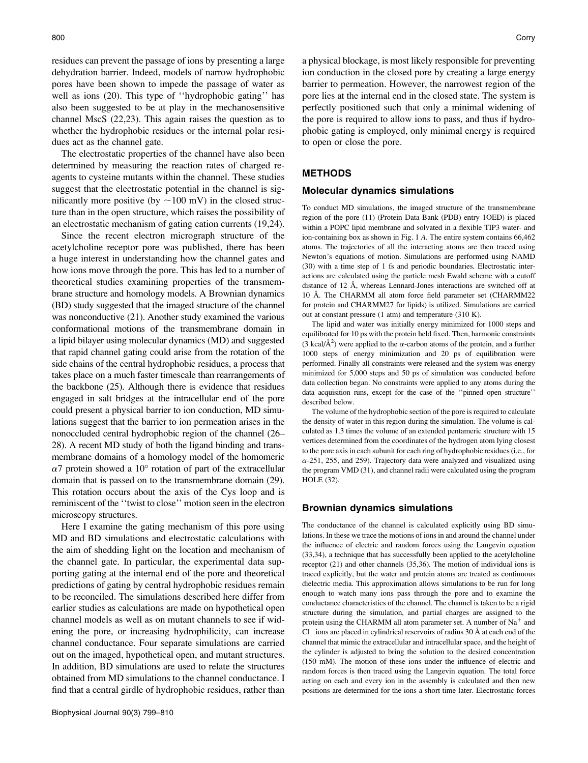residues can prevent the passage of ions by presenting a large dehydration barrier. Indeed, models of narrow hydrophobic pores have been shown to impede the passage of water as well as ions (20). This type of ''hydrophobic gating'' has also been suggested to be at play in the mechanosensitive channel MscS (22,23). This again raises the question as to whether the hydrophobic residues or the internal polar residues act as the channel gate.

The electrostatic properties of the channel have also been determined by measuring the reaction rates of charged reagents to cysteine mutants within the channel. These studies suggest that the electrostatic potential in the channel is significantly more positive (by ~100 mV) in the closed structure than in the open structure, which raises the possibility of an electrostatic mechanism of gating cation currents (19,24).

Since the recent electron micrograph structure of the acetylcholine receptor pore was published, there has been a huge interest in understanding how the channel gates and how ions move through the pore. This has led to a number of theoretical studies examining properties of the transmembrane structure and homology models. A Brownian dynamics (BD) study suggested that the imaged structure of the channel was nonconductive (21). Another study examined the various conformational motions of the transmembrane domain in a lipid bilayer using molecular dynamics (MD) and suggested that rapid channel gating could arise from the rotation of the side chains of the central hydrophobic residues, a process that takes place on a much faster timescale than rearrangements of the backbone (25). Although there is evidence that residues engaged in salt bridges at the intracellular end of the pore could present a physical barrier to ion conduction, MD simulations suggest that the barrier to ion permeation arises in the nonoccluded central hydrophobic region of the channel (26–28). A recent MD study of both the ligand binding and transmembrane domains of a homology model of the homomeric $\alpha 7$ protein showed a $10°$ rotation of part of the extracellular domain that is passed on to the transmembrane domain (29). This rotation occurs about the axis of the Cys loop and is reminiscent of the ''twist to close'' motion seen in the electron microscopy structures.

Here I examine the gating mechanism of this pore using MD and BD simulations and electrostatic calculations with the aim of shedding light on the location and mechanism of the channel gate. In particular, the experimental data supporting gating at the internal end of the pore and theoretical predictions of gating by central hydrophobic residues remain to be reconciled. The simulations described here differ from earlier studies as calculations are made on hypothetical open channel models as well as on mutant channels to see if widening the pore, or increasing hydrophilicity, can increase channel conductance. Four separate simulations are carried out on the imaged, hypothetical open, and mutant structures. In addition, BD simulations are used to relate the structures obtained from MD simulations to the channel conductance. I find that a central girdle of hydrophobic residues, rather than a physical blockage, is most likely responsible for preventing ion conduction in the closed pore by creating a large energy barrier to permeation. However, the narrowest region of the pore lies at the internal end in the closed state. The system is perfectly positioned such that only a minimal widening of the pore is required to allow ions to pass, and thus if hydrophobic gating is employed, only minimal energy is required to open or close the pore.

## METHODS

### Molecular dynamics simulations

To conduct MD simulations, the imaged structure of the transmembrane region of the pore (11) (Protein Data Bank (PDB) entry 1OED) is placed within a POPC lipid membrane and solvated in a flexible TIP3 water- and ion-containing box as shown in Fig. 1 *A*. The entire system contains 66,462 atoms. The trajectories of all the interacting atoms are then traced using Newton's equations of motion. Simulations are performed using NAMD (30) with a time step of 1 fs and periodic boundaries. Electrostatic interactions are calculated using the particle mesh Ewald scheme with a cutoff distance of 12 Å, whereas Lennard-Jones interactions are switched off at 10 Å. The CHARMM all atom force field parameter set (CHARMM22 for protein and CHARMM27 for lipids) is utilized. Simulations are carried out at constant pressure (1 atm) and temperature (310 K).

The lipid and water was initially energy minimized for 1000 steps and equilibrated for 10 ps with the protein held fixed. Then, harmonic constraints (3 kcal/Å$^2$) were applied to the $\alpha$-carbon atoms of the protein, and a further 1000 steps of energy minimization and 20 ps of equilibration were performed. Finally all constraints were released and the system was energy minimized for 5,000 steps and 50 ps of simulation was conducted before data collection began. No constraints were applied to any atoms during the data acquisition runs, except for the case of the ''pinned open structure'' described below.

The volume of the hydrophobic section of the pore is required to calculate the density of water in this region during the simulation. The volume is calculated as 1.3 times the volume of an extended pentameric structure with 15 vertices determined from the coordinates of the hydrogen atom lying closest to the pore axis in each subunit for each ring of hydrophobic residues (i.e., for $\alpha$-251, 255, and 259). Trajectory data were analyzed and visualized using the program VMD (31), and channel radii were calculated using the program HOLE (32).

### Brownian dynamics simulations

The conductance of the channel is calculated explicitly using BD simulations. In these we trace the motions of ions in and around the channel under the influence of electric and random forces using the Langevin equation (33,34), a technique that has successfully been applied to the acetylcholine receptor (21) and other channels (35,36). The motion of individual ions is traced explicitly, but the water and protein atoms are treated as continuous dielectric media. This approximation allows simulations to be run for long enough to watch many ions pass through the pore and to examine the conductance characteristics of the channel. The channel is taken to be a rigid structure during the simulation, and partial charges are assigned to the protein using the CHARMM all atom parameter set. A number of $Na^+$ and $Cl^-$ ions are placed in cylindrical reservoirs of radius 30 Å at each end of the channel that mimic the extracellular and intracellular space, and the height of the cylinder is adjusted to bring the solution to the desired concentration (150 mM). The motion of these ions under the influence of electric and random forces is then traced using the Langevin equation. The total force acting on each and every ion in the assembly is calculated and then new positions are determined for the ions a short time later. Electrostatic forces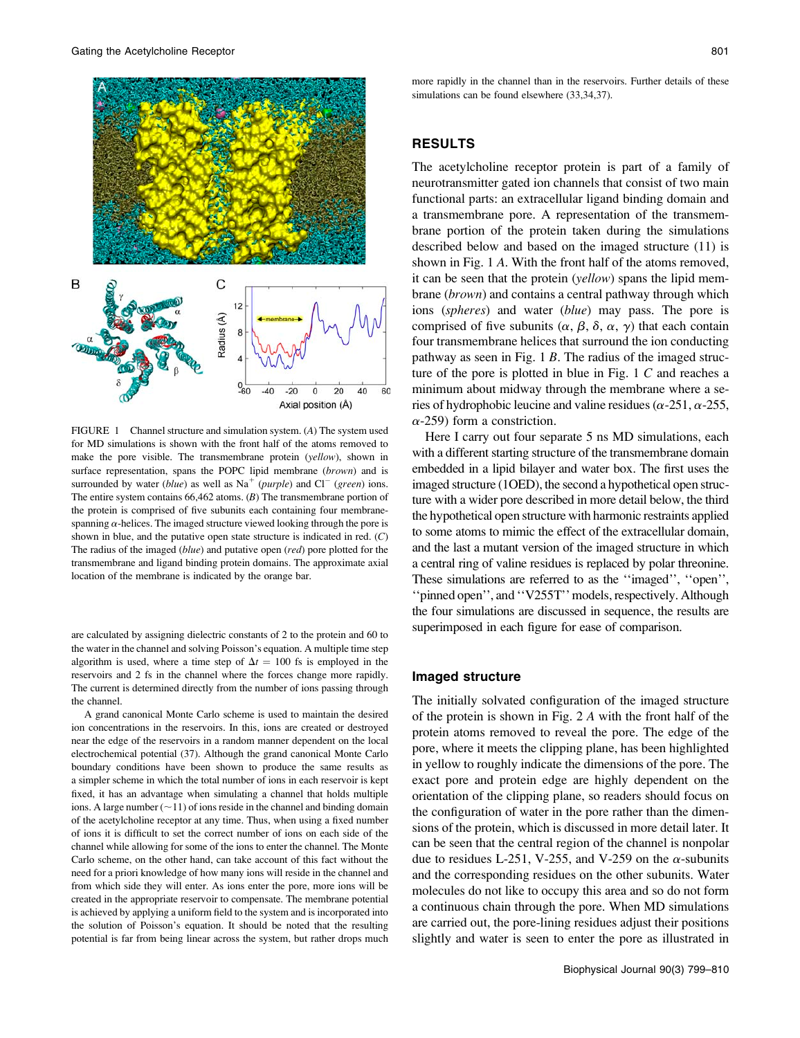FIGURE 1 Channel structure and simulation system. (*A*) The system used for MD simulations is shown with the front half of the atoms removed to make the pore visible. The transmembrane protein (*yellow*), shown in surface representation, spans the POPC lipid membrane (*brown*) and is surrounded by water (*blue*) as well as $Na^+$ (*purple*) and $Cl^-$ (*green*) ions. The entire system contains 66,462 atoms. (*B*) The transmembrane portion of the protein is comprised of five subunits each containing four membrane-spanning $\alpha$-helices. The imaged structure viewed looking through the pore is shown in blue, and the putative open state structure is indicated in red. (*C*) The radius of the imaged (*blue*) and putative open (*red*) pore plotted for the transmembrane and ligand binding protein domains. The approximate axial location of the membrane is indicated by the orange bar.

are calculated by assigning dielectric constants of 2 to the protein and 60 to the water in the channel and solving Poisson's equation. A multiple time step algorithm is used, where a time step of $\Delta t = 100$ fs is employed in the reservoirs and 2 fs in the channel where the forces change more rapidly. The current is determined directly from the number of ions passing through the channel.

A grand canonical Monte Carlo scheme is used to maintain the desired ion concentrations in the reservoirs. In this, ions are created or destroyed near the edge of the reservoirs in a random manner dependent on the local electrochemical potential (37). Although the grand canonical Monte Carlo boundary conditions have been shown to produce the same results as a simpler scheme in which the total number of ions in each reservoir is kept fixed, it has an advantage when simulating a channel that holds multiple ions. A large number (~11) of ions reside in the channel and binding domain of the acetylcholine receptor at any time. Thus, when using a fixed number of ions it is difficult to set the correct number of ions on each side of the channel while allowing for some of the ions to enter the channel. The Monte Carlo scheme, on the other hand, can take account of this fact without the need for a priori knowledge of how many ions will reside in the channel and from which side they will enter. As ions enter the pore, more ions will be created in the appropriate reservoir to compensate. The membrane potential is achieved by applying a uniform field to the system and is incorporated into the solution of Poisson's equation. It should be noted that the resulting potential is far from being linear across the system, but rather drops much more rapidly in the channel than in the reservoirs. Further details of these simulations can be found elsewhere (33,34,37).

## RESULTS

The acetylcholine receptor protein is part of a family of neurotransmitter gated ion channels that consist of two main functional parts: an extracellular ligand binding domain and a transmembrane pore. A representation of the transmembrane portion of the protein taken during the simulations described below and based on the imaged structure (11) is shown in Fig. 1 *A*. With the front half of the atoms removed, it can be seen that the protein (*yellow*) spans the lipid membrane (*brown*) and contains a central pathway through which ions (*spheres*) and water (*blue*) may pass. The pore is comprised of five subunits ($\alpha$, $\beta$, $\delta$, $\alpha$, $\gamma$) that each contain four transmembrane helices that surround the ion conducting pathway as seen in Fig. 1 *B*. The radius of the imaged structure of the pore is plotted in blue in Fig. 1 *C* and reaches a minimum about midway through the membrane where a series of hydrophobic leucine and valine residues ($\alpha$-251, $\alpha$-255, $\alpha$-259) form a constriction.

Here I carry out four separate 5 ns MD simulations, each with a different starting structure of the transmembrane domain embedded in a lipid bilayer and water box. The first uses the imaged structure (1OED), the second a hypothetical open structure with a wider pore described in more detail below, the third the hypothetical open structure with harmonic restraints applied to some atoms to mimic the effect of the extracellular domain, and the last a mutant version of the imaged structure in which a central ring of valine residues is replaced by polar threonine. These simulations are referred to as the ''imaged'', ''open'', ''pinned open'', and ''V255T'' models, respectively. Although the four simulations are discussed in sequence, the results are superimposed in each figure for ease of comparison.

### Imaged structure

The initially solvated configuration of the imaged structure of the protein is shown in Fig. 2 *A* with the front half of the protein atoms removed to reveal the pore. The edge of the pore, where it meets the clipping plane, has been highlighted in yellow to roughly indicate the dimensions of the pore. The exact pore and protein edge are highly dependent on the orientation of the clipping plane, so readers should focus on the configuration of water in the pore rather than the dimensions of the protein, which is discussed in more detail later. It can be seen that the central region of the channel is nonpolar due to residues L-251, V-255, and V-259 on the $\alpha$-subunits and the corresponding residues on the other subunits. Water molecules do not like to occupy this area and so do not form a continuous chain through the pore. When MD simulations are carried out, the pore-lining residues adjust their positions slightly and water is seen to enter the pore as illustrated in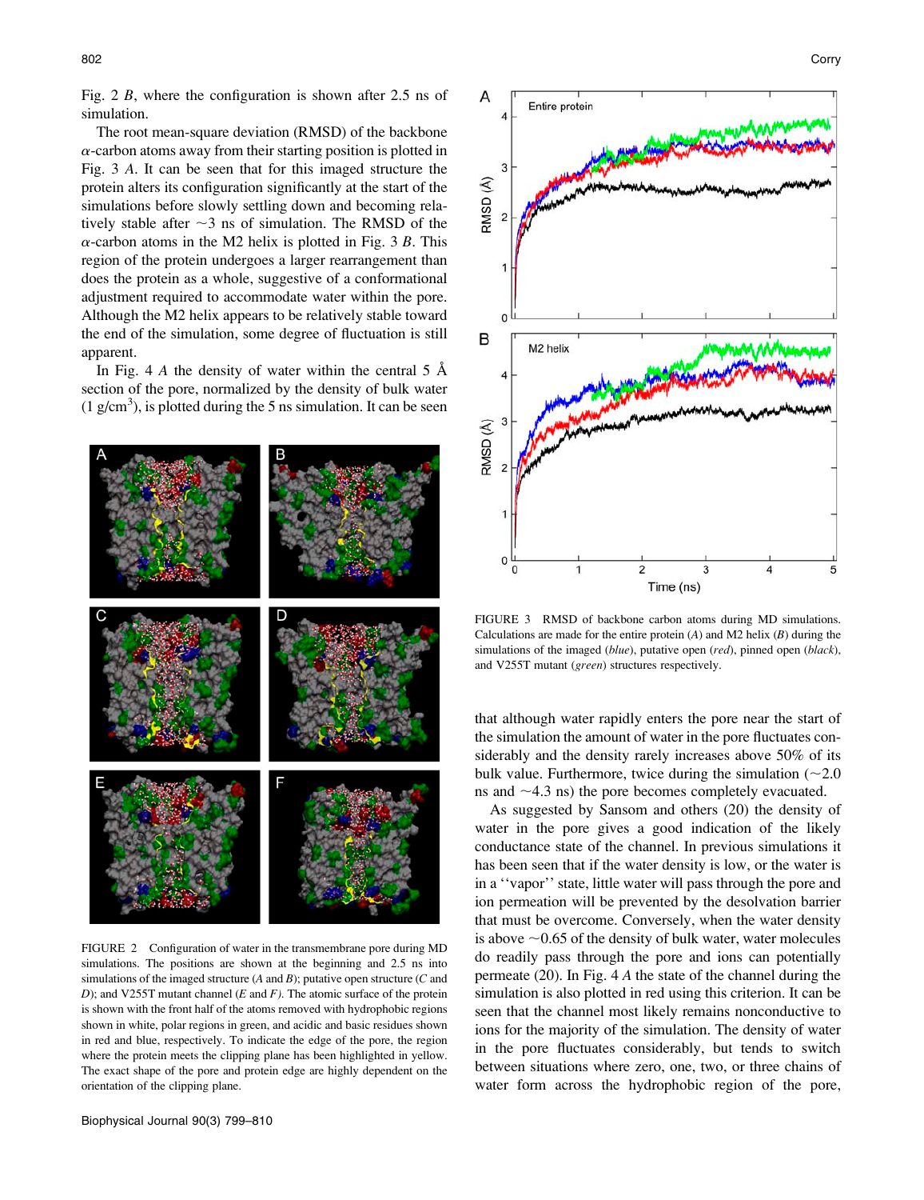Fig. 2 *B*, where the configuration is shown after 2.5 ns of simulation.

The root mean-square deviation (RMSD) of the backbone $\alpha$-carbon atoms away from their starting position is plotted in Fig. 3 *A*. It can be seen that for this imaged structure the protein alters its configuration significantly at the start of the simulations before slowly settling down and becoming relatively stable after ~3 ns of simulation. The RMSD of the $\alpha$-carbon atoms in the M2 helix is plotted in Fig. 3 *B*. This region of the protein undergoes a larger rearrangement than does the protein as a whole, suggestive of a conformational adjustment required to accommodate water within the pore. Although the M2 helix appears to be relatively stable toward the end of the simulation, some degree of fluctuation is still apparent.

In Fig. 4 *A* the density of water within the central 5 Å section of the pore, normalized by the density of bulk water (1 g/cm$^3$), is plotted during the 5 ns simulation. It can be seen that although water rapidly enters the pore near the start of the simulation the amount of water in the pore fluctuates considerably and the density rarely increases above 50% of its bulk value. Furthermore, twice during the simulation (~2.0 ns and ~4.3 ns) the pore becomes completely evacuated.

As suggested by Sansom and others (20) the density of water in the pore gives a good indication of the likely conductance state of the channel. In previous simulations it has been seen that if the water density is low, or the water is in a ''vapor'' state, little water will pass through the pore and ion permeation will be prevented by the desolvation barrier that must be overcome. Conversely, when the water density is above ~0.65 of the density of bulk water, water molecules do readily pass through the pore and ions can potentially permeate (20). In Fig. 4 *A* the state of the channel during the simulation is also plotted in red using this criterion. It can be seen that the channel most likely remains nonconductive to ions for the majority of the simulation. The density of water in the pore fluctuates considerably, but tends to switch between situations where zero, one, two, or three chains of water form across the hydrophobic region of the pore,

FIGURE 2 Configuration of water in the transmembrane pore during MD simulations. The positions are shown at the beginning and 2.5 ns into simulations of the imaged structure (*A* and *B*); putative open structure (*C* and *D*); and V255T mutant channel (*E* and *F*). The atomic surface of the protein is shown with the front half of the atoms removed with hydrophobic regions shown in white, polar regions in green, and acidic and basic residues shown in red and blue, respectively. To indicate the edge of the pore, the region where the protein meets the clipping plane has been highlighted in yellow. The exact shape of the pore and protein edge are highly dependent on the orientation of the clipping plane.

FIGURE 3 RMSD of backbone carbon atoms during MD simulations. Calculations are made for the entire protein (*A*) and M2 helix (*B*) during the simulations of the imaged (*blue*), putative open (*red*), pinned open (*black*), and V255T mutant (*green*) structures respectively.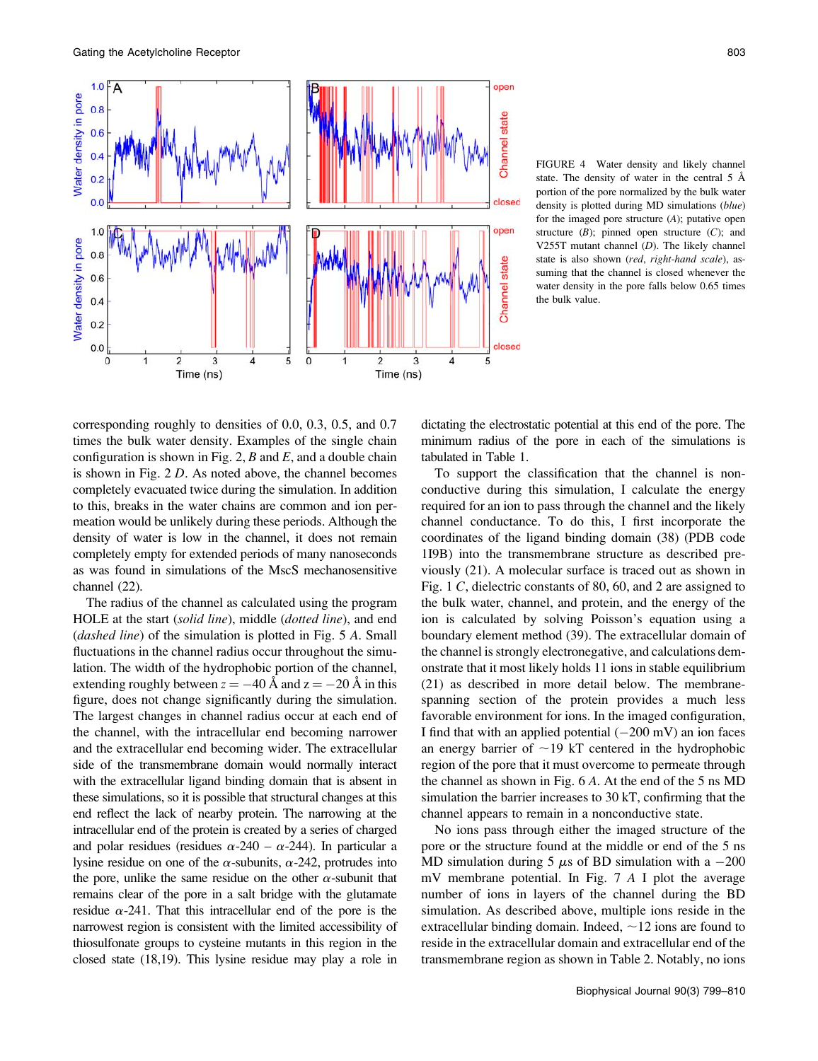FIGURE 4 Water density and likely channel state. The density of water in the central 5 Å portion of the pore normalized by the bulk water density is plotted during MD simulations (*blue*) for the imaged pore structure (*A*); putative open structure (*B*); pinned open structure (*C*); and V255T mutant channel (*D*). The likely channel state is also shown (*red*, *right-hand scale*), assuming that the channel is closed whenever the water density in the pore falls below 0.65 times the bulk value.

corresponding roughly to densities of 0.0, 0.3, 0.5, and 0.7 times the bulk water density. Examples of the single chain configuration is shown in Fig. 2, *B* and *E*, and a double chain is shown in Fig. 2 *D*. As noted above, the channel becomes completely evacuated twice during the simulation. In addition to this, breaks in the water chains are common and ion permeation would be unlikely during these periods. Although the density of water is low in the channel, it does not remain completely empty for extended periods of many nanoseconds as was found in simulations of the MscS mechanosensitive channel (22).

The radius of the channel as calculated using the program HOLE at the start (*solid line*), middle (*dotted line*), and end (*dashed line*) of the simulation is plotted in Fig. 5 *A*. Small fluctuations in the channel radius occur throughout the simulation. The width of the hydrophobic portion of the channel, extending roughly between $z = -40$ Å and $z = -20$ Å in this figure, does not change significantly during the simulation. The largest changes in channel radius occur at each end of the channel, with the intracellular end becoming narrower and the extracellular end becoming wider. The extracellular side of the transmembrane domain would normally interact with the extracellular ligand binding domain that is absent in these simulations, so it is possible that structural changes at this end reflect the lack of nearby protein. The narrowing at the intracellular end of the protein is created by a series of charged and polar residues (residues $\alpha$-240 – $\alpha$-244). In particular a lysine residue on one of the $\alpha$-subunits, $\alpha$-242, protrudes into the pore, unlike the same residue on the other $\alpha$-subunit that remains clear of the pore in a salt bridge with the glutamate residue $\alpha$-241. That this intracellular end of the pore is the narrowest region is consistent with the limited accessibility of thiosulfonate groups to cysteine mutants in this region in the closed state (18,19). This lysine residue may play a role in dictating the electrostatic potential at this end of the pore. The minimum radius of the pore in each of the simulations is tabulated in Table 1.

To support the classification that the channel is nonconductive during this simulation, I calculate the energy required for an ion to pass through the channel and the likely channel conductance. To do this, I first incorporate the coordinates of the ligand binding domain (38) (PDB code 1I9B) into the transmembrane structure as described previously (21). A molecular surface is traced out as shown in Fig. 1 *C*, dielectric constants of 80, 60, and 2 are assigned to the bulk water, channel, and protein, and the energy of the ion is calculated by solving Poisson's equation using a boundary element method (39). The extracellular domain of the channel is strongly electronegative, and calculations demonstrate that it most likely holds 11 ions in stable equilibrium (21) as described in more detail below. The membrane-spanning section of the protein provides a much less favorable environment for ions. In the imaged configuration, I find that with an applied potential (−200 mV) an ion faces an energy barrier of ~19 kT centered in the hydrophobic region of the pore that it must overcome to permeate through the channel as shown in Fig. 6 *A*. At the end of the 5 ns MD simulation the barrier increases to 30 kT, confirming that the channel appears to remain in a nonconductive state.

No ions pass through either the imaged structure of the pore or the structure found at the middle or end of the 5 ns MD simulation during 5 $\mu$s of BD simulation with a −200 mV membrane potential. In Fig. 7 *A* I plot the average number of ions in layers of the channel during the BD simulation. As described above, multiple ions reside in the extracellular binding domain. Indeed, ~12 ions are found to reside in the extracellular domain and extracellular end of the transmembrane region as shown in Table 2. Notably, no ions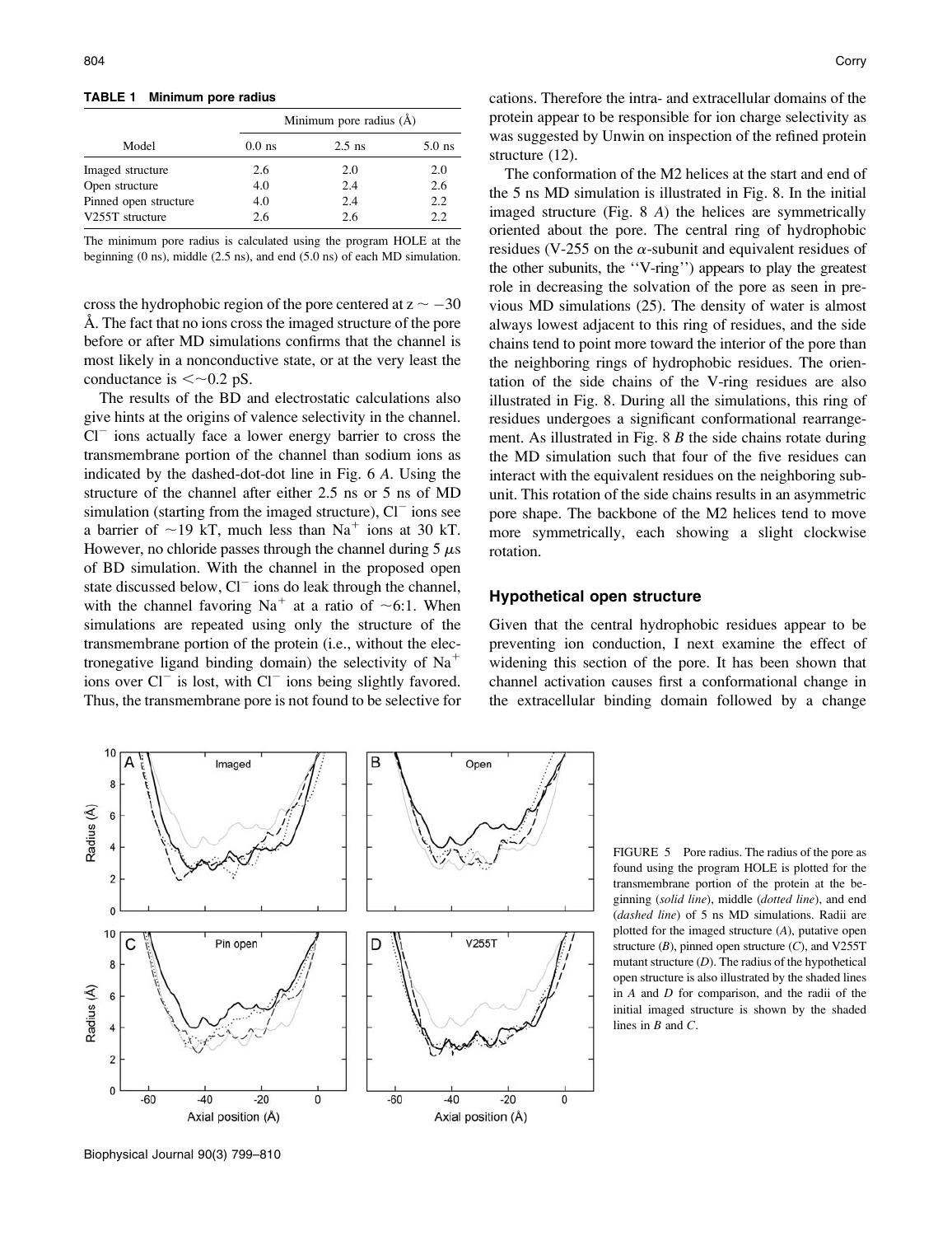**TABLE 1 Minimum pore radius**

| Model | Minimum pore radius (Å) | | |
|---|---|---|---|
| | 0.0 ns | 2.5 ns | 5.0 ns |
| Imaged structure | 2.6 | 2.0 | 2.0 |
| Open structure | 4.0 | 2.4 | 2.6 |
| Pinned open structure | 4.0 | 2.4 | 2.2 |
| V255T structure | 2.6 | 2.6 | 2.2 |

The minimum pore radius is calculated using the program HOLE at the beginning (0 ns), middle (2.5 ns), and end (5.0 ns) of each MD simulation.

cross the hydrophobic region of the pore centered at $z \sim -30$ Å. The fact that no ions cross the imaged structure of the pore before or after MD simulations confirms that the channel is most likely in a nonconductive state, or at the very least the conductance is $<\sim 0.2$ pS.

The results of the BD and electrostatic calculations also give hints at the origins of valence selectivity in the channel. $Cl^-$ ions actually face a lower energy barrier to cross the transmembrane portion of the channel than sodium ions as indicated by the dashed-dot-dot line in Fig. 6 *A*. Using the structure of the channel after either 2.5 ns or 5 ns of MD simulation (starting from the imaged structure), $Cl^-$ ions see a barrier of ~19 kT, much less than $Na^+$ ions at 30 kT. However, no chloride passes through the channel during 5 $\mu$s of BD simulation. With the channel in the proposed open state discussed below, $Cl^-$ ions do leak through the channel, with the channel favoring $Na^+$ at a ratio of ~6:1. When simulations are repeated using only the structure of the transmembrane portion of the protein (i.e., without the electronegative ligand binding domain) the selectivity of $Na^+$ ions over $Cl^-$ is lost, with $Cl^-$ ions being slightly favored. Thus, the transmembrane pore is not found to be selective for cations. Therefore the intra- and extracellular domains of the protein appear to be responsible for ion charge selectivity as was suggested by Unwin on inspection of the refined protein structure (12).

The conformation of the M2 helices at the start and end of the 5 ns MD simulation is illustrated in Fig. 8. In the initial imaged structure (Fig. 8 *A*) the helices are symmetrically oriented about the pore. The central ring of hydrophobic residues (V-255 on the $\alpha$-subunit and equivalent residues of the other subunits, the ''V-ring'') appears to play the greatest role in decreasing the solvation of the pore as seen in previous MD simulations (25). The density of water is almost always lowest adjacent to this ring of residues, and the side chains tend to point more toward the interior of the pore than the neighboring rings of hydrophobic residues. The orientation of the side chains of the V-ring residues are also illustrated in Fig. 8. During all the simulations, this ring of residues undergoes a significant conformational rearrangement. As illustrated in Fig. 8 *B* the side chains rotate during the MD simulation such that four of the five residues can interact with the equivalent residues on the neighboring subunit. This rotation of the side chains results in an asymmetric pore shape. The backbone of the M2 helices tend to move more symmetrically, each showing a slight clockwise rotation.

### Hypothetical open structure

Given that the central hydrophobic residues appear to be preventing ion conduction, I next examine the effect of widening this section of the pore. It has been shown that channel activation causes first a conformational change in the extracellular binding domain followed by a change

FIGURE 5 Pore radius. The radius of the pore as found using the program HOLE is plotted for the transmembrane portion of the protein at the beginning (*solid line*), middle (*dotted line*), and end (*dashed line*) of 5 ns MD simulations. Radii are plotted for the imaged structure (*A*), putative open structure (*B*), pinned open structure (*C*), and V255T mutant structure (*D*). The radius of the hypothetical open structure is also illustrated by the shaded lines in *A* and *D* for comparison, and the radii of the initial imaged structure is shown by the shaded lines in *B* and *C*.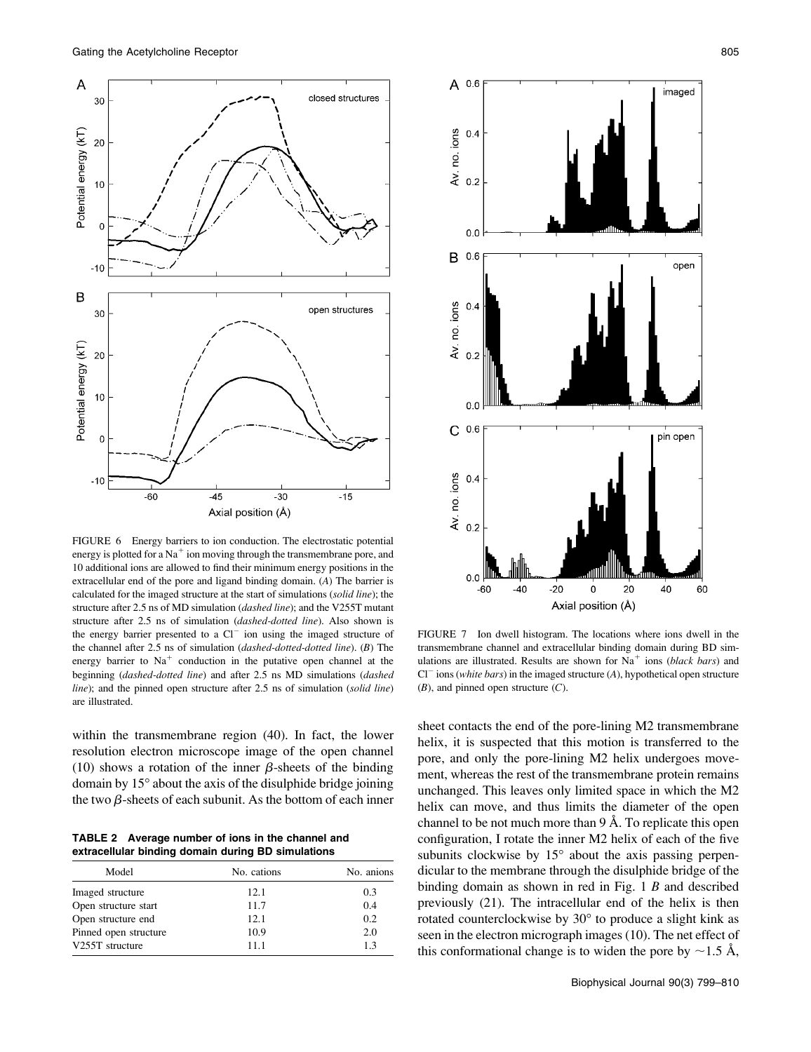FIGURE 6 Energy barriers to ion conduction. The electrostatic potential energy is plotted for a $Na^+$ ion moving through the transmembrane pore, and 10 additional ions are allowed to find their minimum energy positions in the extracellular end of the pore and ligand binding domain. (*A*) The barrier is calculated for the imaged structure at the start of simulations (*solid line*); the structure after 2.5 ns of MD simulation (*dashed line*); and the V255T mutant structure after 2.5 ns of simulation (*dashed-dotted line*). Also shown is the energy barrier presented to a $Cl^-$ ion using the imaged structure of the channel after 2.5 ns of simulation (*dashed-dotted-dotted line*). (*B*) The energy barrier to $Na^+$ conduction in the putative open channel at the beginning (*dashed-dotted line*) and after 2.5 ns MD simulations (*dashed line*); and the pinned open structure after 2.5 ns of simulation (*solid line*) are illustrated.

FIGURE 7 Ion dwell histogram. The locations where ions dwell in the transmembrane channel and extracellular binding domain during BD simulations are illustrated. Results are shown for $Na^+$ ions (*black bars*) and $Cl^-$ ions (*white bars*) in the imaged structure (*A*), hypothetical open structure (*B*), and pinned open structure (*C*).

within the transmembrane region (40). In fact, the lower resolution electron microscope image of the open channel (10) shows a rotation of the inner $\beta$-sheets of the binding domain by 15° about the axis of the disulphide bridge joining the two $\beta$-sheets of each subunit. As the bottom of each inner sheet contacts the end of the pore-lining M2 transmembrane helix, it is suspected that this motion is transferred to the pore, and only the pore-lining M2 helix undergoes movement, whereas the rest of the transmembrane protein remains unchanged. This leaves only limited space in which the M2 helix can move, and thus limits the diameter of the open channel to be not much more than 9 Å. To replicate this open configuration, I rotate the inner M2 helix of each of the five subunits clockwise by 15° about the axis passing perpendicular to the membrane through the disulphide bridge of the binding domain as shown in red in Fig. 1 *B* and described previously (21). The intracellular end of the helix is then rotated counterclockwise by 30° to produce a slight kink as seen in the electron micrograph images (10). The net effect of this conformational change is to widen the pore by ~1.5 Å,

**TABLE 2 Average number of ions in the channel and extracellular binding domain during BD simulations**

| Model | No. cations | No. anions |
|---|---|---|
| Imaged structure | 12.1 | 0.3 |
| Open structure start | 11.7 | 0.4 |
| Open structure end | 12.1 | 0.2 |
| Pinned open structure | 10.9 | 2.0 |
| V255T structure | 11.1 | 1.3 |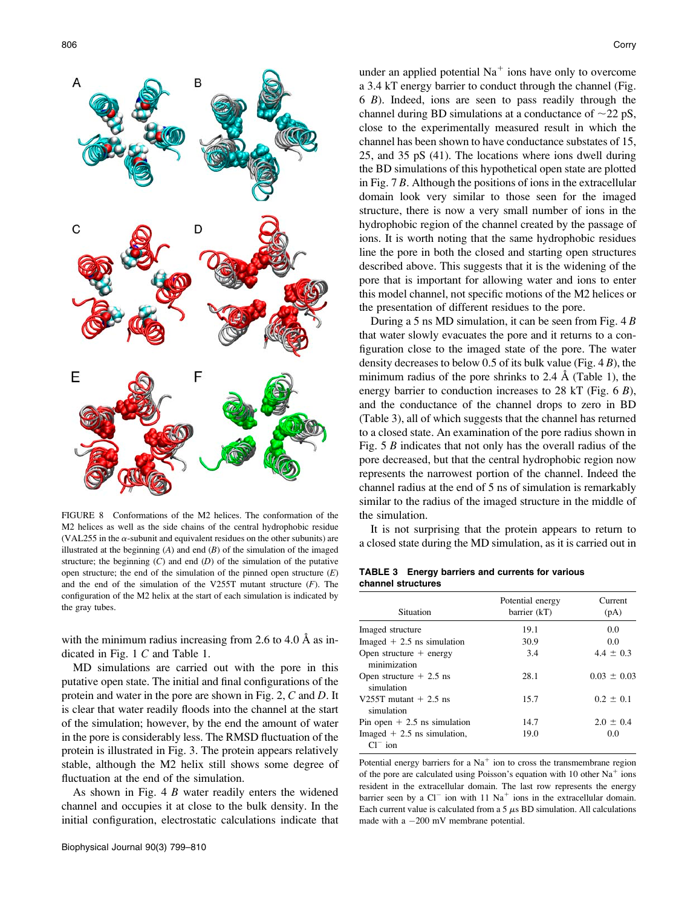FIGURE 8 Conformations of the M2 helices. The conformation of the M2 helices as well as the side chains of the central hydrophobic residue (VAL255 in the α-subunit and equivalent residues on the other subunits) are illustrated at the beginning (*A*) and end (*B*) of the simulation of the imaged structure; the beginning (*C*) and end (*D*) of the simulation of the putative open structure; the end of the simulation of the pinned open structure (*E*) and the end of the simulation of the V255T mutant structure (*F*). The configuration of the M2 helix at the start of each simulation is indicated by the gray tubes.

with the minimum radius increasing from 2.6 to 4.0 Å as indicated in Fig. 1 *C* and Table 1.

MD simulations are carried out with the pore in this putative open state. The initial and final configurations of the protein and water in the pore are shown in Fig. 2, *C* and *D*. It is clear that water readily floods into the channel at the start of the simulation; however, by the end the amount of water in the pore is considerably less. The RMSD fluctuation of the protein is illustrated in Fig. 3. The protein appears relatively stable, although the M2 helix still shows some degree of fluctuation at the end of the simulation.

As shown in Fig. 4 *B* water readily enters the widened channel and occupies it at close to the bulk density. In the initial configuration, electrostatic calculations indicate that under an applied potential $Na^+$ ions have only to overcome a 3.4 kT energy barrier to conduct through the channel (Fig. 6 *B*). Indeed, ions are seen to pass readily through the channel during BD simulations at a conductance of ~22 pS, close to the experimentally measured result in which the channel has been shown to have conductance substates of 15, 25, and 35 pS (41). The locations where ions dwell during the BD simulations of this hypothetical open state are plotted in Fig. 7 *B*. Although the positions of ions in the extracellular domain look very similar to those seen for the imaged structure, there is now a very small number of ions in the hydrophobic region of the channel created by the passage of ions. It is worth noting that the same hydrophobic residues line the pore in both the closed and starting open structures described above. This suggests that it is the widening of the pore that is important for allowing water and ions to enter this model channel, not specific motions of the M2 helices or the presentation of different residues to the pore.

During a 5 ns MD simulation, it can be seen from Fig. 4 *B* that water slowly evacuates the pore and it returns to a configuration close to the imaged state of the pore. The water density decreases to below 0.5 of its bulk value (Fig. 4 *B*), the minimum radius of the pore shrinks to 2.4 Å (Table 1), the energy barrier to conduction increases to 28 kT (Fig. 6 *B*), and the conductance of the channel drops to zero in BD (Table 3), all of which suggests that the channel has returned to a closed state. An examination of the pore radius shown in Fig. 5 *B* indicates that not only has the overall radius of the pore decreased, but that the central hydrophobic region now represents the narrowest portion of the channel. Indeed the channel radius at the end of 5 ns of simulation is remarkably similar to the radius of the imaged structure in the middle of the simulation.

It is not surprising that the protein appears to return to a closed state during the MD simulation, as it is carried out in

**TABLE 3 Energy barriers and currents for various channel structures**

| Situation | Potential energy barrier (kT) | Current (pA) |
|---|---|---|
| Imaged structure | 19.1 | 0.0 |
| Imaged + 2.5 ns simulation | 30.9 | 0.0 |
| Open structure + energy minimization | 3.4 | 4.4 ± 0.3 |
| Open structure + 2.5 ns simulation | 28.1 | 0.03 ± 0.03 |
| V255T mutant + 2.5 ns simulation | 15.7 | 0.2 ± 0.1 |
| Pin open + 2.5 ns simulation | 14.7 | 2.0 ± 0.4 |
| Imaged + 2.5 ns simulation, $Cl^-$ ion | 19.0 | 0.0 |

Potential energy barriers for a $Na^+$ ion to cross the transmembrane region of the pore are calculated using Poisson's equation with 10 other $Na^+$ ions resident in the extracellular domain. The last row represents the energy barrier seen by a $Cl^-$ ion with 11 $Na^+$ ions in the extracellular domain. Each current value is calculated from a 5 μs BD simulation. All calculations made with a −200 mV membrane potential.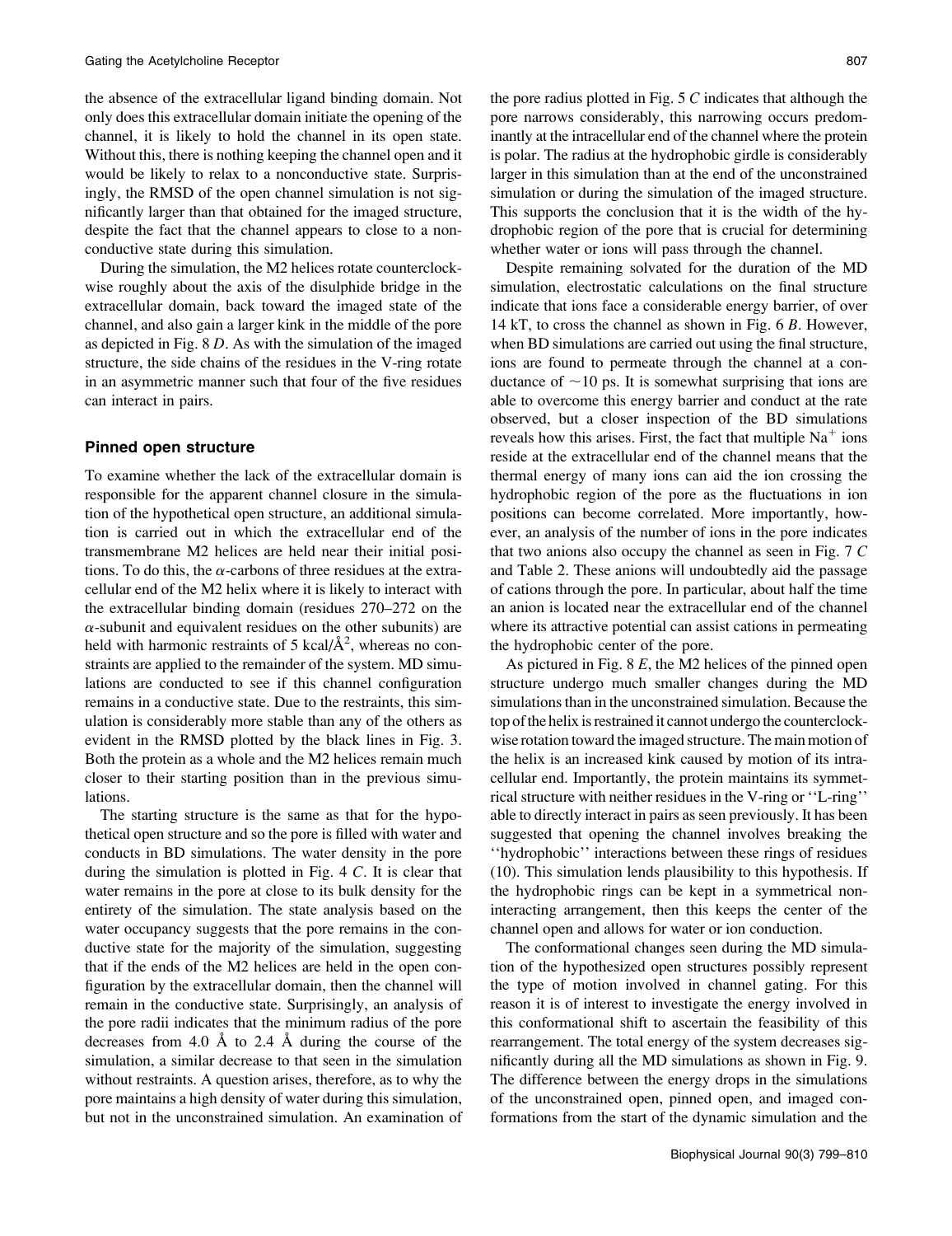the absence of the extracellular ligand binding domain. Not only does this extracellular domain initiate the opening of the channel, it is likely to hold the channel in its open state. Without this, there is nothing keeping the channel open and it would be likely to relax to a nonconductive state. Surprisingly, the RMSD of the open channel simulation is not significantly larger than that obtained for the imaged structure, despite the fact that the channel appears to close to a nonconductive state during this simulation.

During the simulation, the M2 helices rotate counterclockwise roughly about the axis of the disulphide bridge in the extracellular domain, back toward the imaged state of the channel, and also gain a larger kink in the middle of the pore as depicted in Fig. 8 *D*. As with the simulation of the imaged structure, the side chains of the residues in the V-ring rotate in an asymmetric manner such that four of the five residues can interact in pairs.

## Pinned open structure

To examine whether the lack of the extracellular domain is responsible for the apparent channel closure in the simulation of the hypothetical open structure, an additional simulation is carried out in which the extracellular end of the transmembrane M2 helices are held near their initial positions. To do this, the $\alpha$-carbons of three residues at the extracellular end of the M2 helix where it is likely to interact with the extracellular binding domain (residues 270–272 on the $\alpha$-subunit and equivalent residues on the other subunits) are held with harmonic restraints of 5 kcal/Å$^2$, whereas no constraints are applied to the remainder of the system. MD simulations are conducted to see if this channel configuration remains in a conductive state. Due to the restraints, this simulation is considerably more stable than any of the others as evident in the RMSD plotted by the black lines in Fig. 3. Both the protein as a whole and the M2 helices remain much closer to their starting position than in the previous simulations.

The starting structure is the same as that for the hypothetical open structure and so the pore is filled with water and conducts in BD simulations. The water density in the pore during the simulation is plotted in Fig. 4 *C*. It is clear that water remains in the pore at close to its bulk density for the entirety of the simulation. The state analysis based on the water occupancy suggests that the pore remains in the conductive state for the majority of the simulation, suggesting that if the ends of the M2 helices are held in the open configuration by the extracellular domain, then the channel will remain in the conductive state. Surprisingly, an analysis of the pore radii indicates that the minimum radius of the pore decreases from 4.0 Å to 2.4 Å during the course of the simulation, a similar decrease to that seen in the simulation without restraints. A question arises, therefore, as to why the pore maintains a high density of water during this simulation, but not in the unconstrained simulation. An examination of the pore radius plotted in Fig. 5 *C* indicates that although the pore narrows considerably, this narrowing occurs predominantly at the intracellular end of the channel where the protein is polar. The radius at the hydrophobic girdle is considerably larger in this simulation than at the end of the unconstrained simulation or during the simulation of the imaged structure. This supports the conclusion that it is the width of the hydrophobic region of the pore that is crucial for determining whether water or ions will pass through the channel.

Despite remaining solvated for the duration of the MD simulation, electrostatic calculations on the final structure indicate that ions face a considerable energy barrier, of over 14 kT, to cross the channel as shown in Fig. 6 *B*. However, when BD simulations are carried out using the final structure, ions are found to permeate through the channel at a conductance of ~10 ps. It is somewhat surprising that ions are able to overcome this energy barrier and conduct at the rate observed, but a closer inspection of the BD simulations reveals how this arises. First, the fact that multiple $Na^+$ ions reside at the extracellular end of the channel means that the thermal energy of many ions can aid the ion crossing the hydrophobic region of the pore as the fluctuations in ion positions can become correlated. More importantly, however, an analysis of the number of ions in the pore indicates that two anions also occupy the channel as seen in Fig. 7 *C* and Table 2. These anions will undoubtedly aid the passage of cations through the pore. In particular, about half the time an anion is located near the extracellular end of the channel where its attractive potential can assist cations in permeating the hydrophobic center of the pore.

As pictured in Fig. 8 *E*, the M2 helices of the pinned open structure undergo much smaller changes during the MD simulations than in the unconstrained simulation. Because the top of the helix is restrained it cannot undergo the counterclockwise rotation toward the imaged structure. The main motion of the helix is an increased kink caused by motion of its intracellular end. Importantly, the protein maintains its symmetrical structure with neither residues in the V-ring or ''L-ring'' able to directly interact in pairs as seen previously. It has been suggested that opening the channel involves breaking the ''hydrophobic'' interactions between these rings of residues (10). This simulation lends plausibility to this hypothesis. If the hydrophobic rings can be kept in a symmetrical noninteracting arrangement, then this keeps the center of the channel open and allows for water or ion conduction.

The conformational changes seen during the MD simulation of the hypothesized open structures possibly represent the type of motion involved in channel gating. For this reason it is of interest to investigate the energy involved in this conformational shift to ascertain the feasibility of this rearrangement. The total energy of the system decreases significantly during all the MD simulations as shown in Fig. 9. The difference between the energy drops in the simulations of the unconstrained open, pinned open, and imaged conformations from the start of the dynamic simulation and the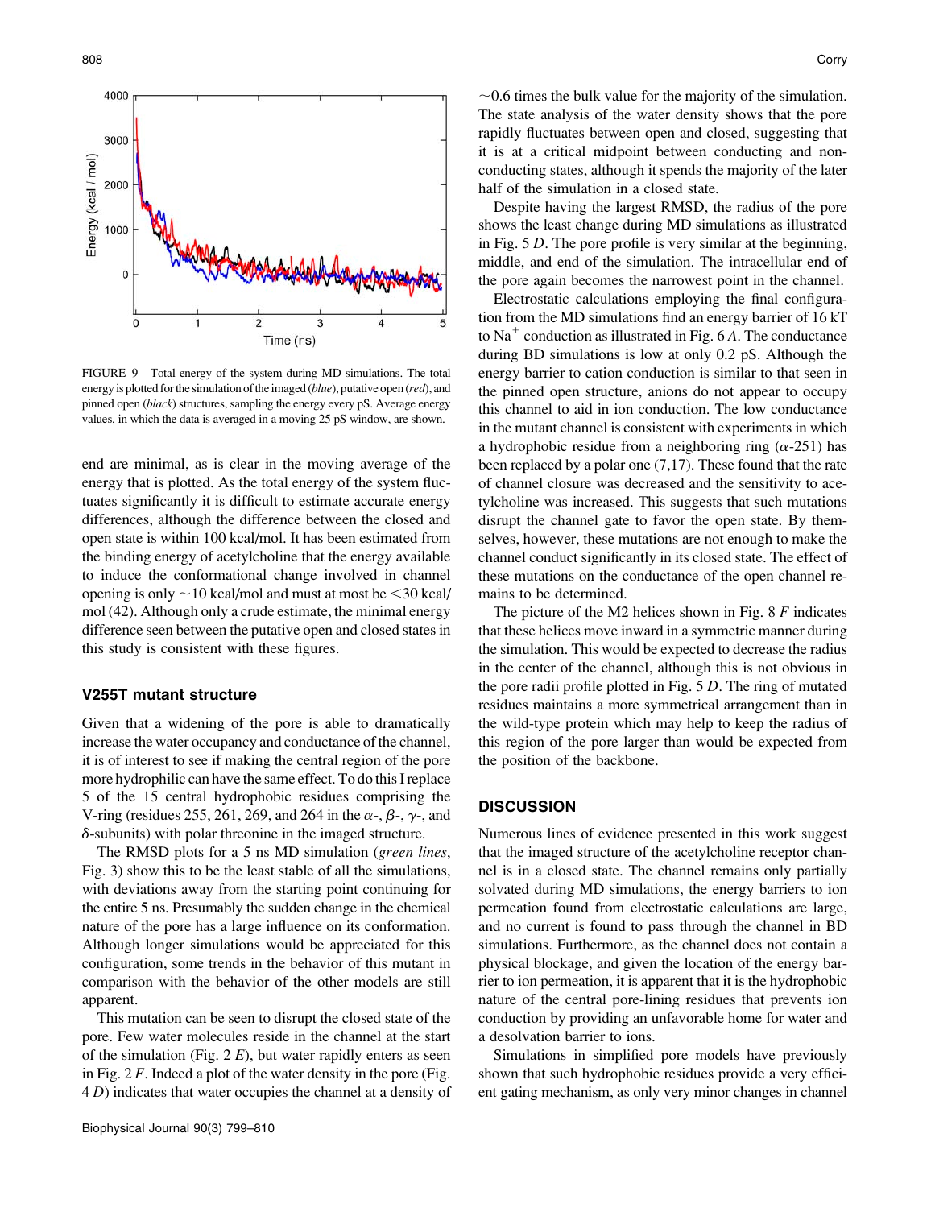FIGURE 9 Total energy of the system during MD simulations. The total energy is plotted for the simulation of the imaged (*blue*), putative open (*red*), and pinned open (*black*) structures, sampling the energy every pS. Average energy values, in which the data is averaged in a moving 25 pS window, are shown.

end are minimal, as is clear in the moving average of the energy that is plotted. As the total energy of the system fluctuates significantly it is difficult to estimate accurate energy differences, although the difference between the closed and open state is within 100 kcal/mol. It has been estimated from the binding energy of acetylcholine that the energy available to induce the conformational change involved in channel opening is only ~10 kcal/mol and must at most be <30 kcal/mol (42). Although only a crude estimate, the minimal energy difference seen between the putative open and closed states in this study is consistent with these figures.

### V255T mutant structure

Given that a widening of the pore is able to dramatically increase the water occupancy and conductance of the channel, it is of interest to see if making the central region of the pore more hydrophilic can have the same effect. To do this I replace 5 of the 15 central hydrophobic residues comprising the V-ring (residues 255, 261, 269, and 264 in the $\alpha$-, $\beta$-, $\gamma$-, and $\delta$-subunits) with polar threonine in the imaged structure.

The RMSD plots for a 5 ns MD simulation (*green lines*, Fig. 3) show this to be the least stable of all the simulations, with deviations away from the starting point continuing for the entire 5 ns. Presumably the sudden change in the chemical nature of the pore has a large influence on its conformation. Although longer simulations would be appreciated for this configuration, some trends in the behavior of this mutant in comparison with the behavior of the other models are still apparent.

This mutation can be seen to disrupt the closed state of the pore. Few water molecules reside in the channel at the start of the simulation (Fig. 2 *E*), but water rapidly enters as seen in Fig. 2 *F*. Indeed a plot of the water density in the pore (Fig. 4 *D*) indicates that water occupies the channel at a density of ~0.6 times the bulk value for the majority of the simulation. The state analysis of the water density shows that the pore rapidly fluctuates between open and closed, suggesting that it is at a critical midpoint between conducting and nonconducting states, although it spends the majority of the later half of the simulation in a closed state.

Despite having the largest RMSD, the radius of the pore shows the least change during MD simulations as illustrated in Fig. 5 *D*. The pore profile is very similar at the beginning, middle, and end of the simulation. The intracellular end of the pore again becomes the narrowest point in the channel.

Electrostatic calculations employing the final configuration from the MD simulations find an energy barrier of 16 kT to $Na^+$ conduction as illustrated in Fig. 6 *A*. The conductance during BD simulations is low at only 0.2 pS. Although the energy barrier to cation conduction is similar to that seen in the pinned open structure, anions do not appear to occupy this channel to aid in ion conduction. The low conductance in the mutant channel is consistent with experiments in which a hydrophobic residue from a neighboring ring ($\alpha$-251) has been replaced by a polar one (7,17). These found that the rate of channel closure was decreased and the sensitivity to acetylcholine was increased. This suggests that such mutations disrupt the channel gate to favor the open state. By themselves, however, these mutations are not enough to make the channel conduct significantly in its closed state. The effect of these mutations on the conductance of the open channel remains to be determined.

The picture of the M2 helices shown in Fig. 8 *F* indicates that these helices move inward in a symmetric manner during the simulation. This would be expected to decrease the radius in the center of the channel, although this is not obvious in the pore radii profile plotted in Fig. 5 *D*. The ring of mutated residues maintains a more symmetrical arrangement than in the wild-type protein which may help to keep the radius of this region of the pore larger than would be expected from the position of the backbone.

## DISCUSSION

Numerous lines of evidence presented in this work suggest that the imaged structure of the acetylcholine receptor channel is in a closed state. The channel remains only partially solvated during MD simulations, the energy barriers to ion permeation found from electrostatic calculations are large, and no current is found to pass through the channel in BD simulations. Furthermore, as the channel does not contain a physical blockage, and given the location of the energy barrier to ion permeation, it is apparent that it is the hydrophobic nature of the central pore-lining residues that prevents ion conduction by providing an unfavorable home for water and a desolvation barrier to ions.

Simulations in simplified pore models have previously shown that such hydrophobic residues provide a very efficient gating mechanism, as only very minor changes in channel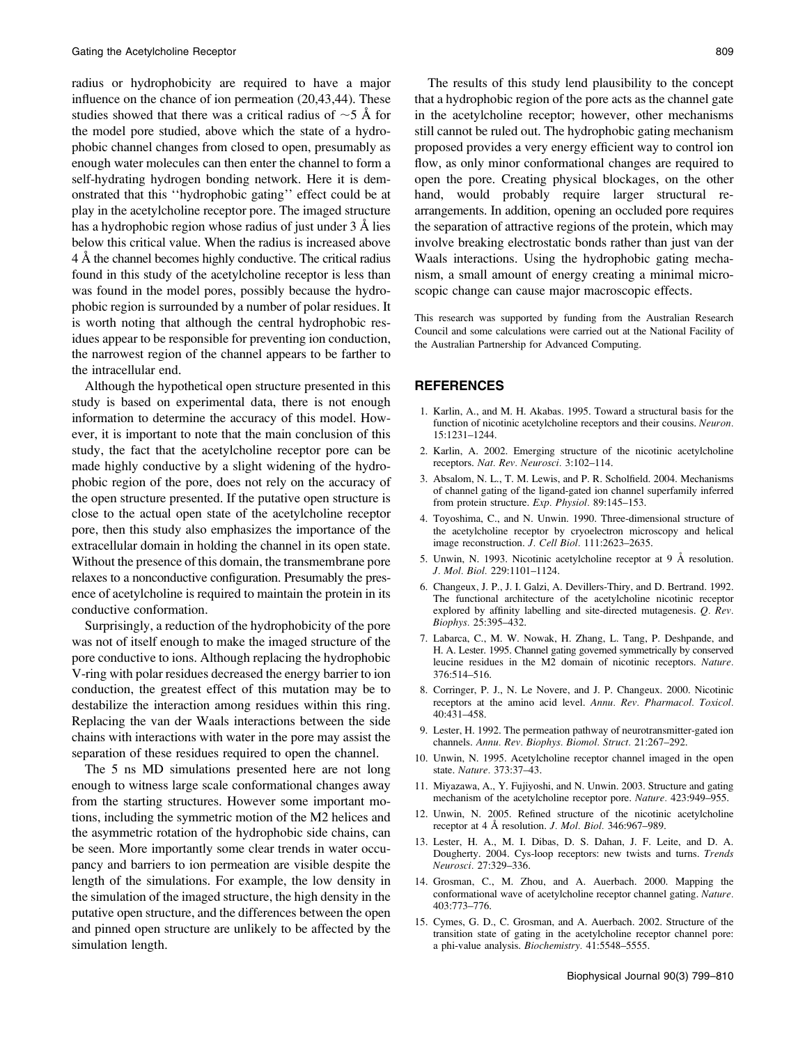radius or hydrophobicity are required to have a major influence on the chance of ion permeation (20,43,44). These studies showed that there was a critical radius of ~5 Å for the model pore studied, above which the state of a hydrophobic channel changes from closed to open, presumably as enough water molecules can then enter the channel to form a self-hydrating hydrogen bonding network. Here it is demonstrated that this ''hydrophobic gating'' effect could be at play in the acetylcholine receptor pore. The imaged structure has a hydrophobic region whose radius of just under 3 Å lies below this critical value. When the radius is increased above 4 Å the channel becomes highly conductive. The critical radius found in this study of the acetylcholine receptor is less than was found in the model pores, possibly because the hydrophobic region is surrounded by a number of polar residues. It is worth noting that although the central hydrophobic residues appear to be responsible for preventing ion conduction, the narrowest region of the channel appears to be farther to the intracellular end.

Although the hypothetical open structure presented in this study is based on experimental data, there is not enough information to determine the accuracy of this model. However, it is important to note that the main conclusion of this study, the fact that the acetylcholine receptor pore can be made highly conductive by a slight widening of the hydrophobic region of the pore, does not rely on the accuracy of the open structure presented. If the putative open structure is close to the actual open state of the acetylcholine receptor pore, then this study also emphasizes the importance of the extracellular domain in holding the channel in its open state. Without the presence of this domain, the transmembrane pore relaxes to a nonconductive configuration. Presumably the presence of acetylcholine is required to maintain the protein in its conductive conformation.

Surprisingly, a reduction of the hydrophobicity of the pore was not of itself enough to make the imaged structure of the pore conductive to ions. Although replacing the hydrophobic V-ring with polar residues decreased the energy barrier to ion conduction, the greatest effect of this mutation may be to destabilize the interaction among residues within this ring. Replacing the van der Waals interactions between the side chains with interactions with water in the pore may assist the separation of these residues required to open the channel.

The 5 ns MD simulations presented here are not long enough to witness large scale conformational changes away from the starting structures. However some important motions, including the symmetric motion of the M2 helices and the asymmetric rotation of the hydrophobic side chains, can be seen. More importantly some clear trends in water occupancy and barriers to ion permeation are visible despite the length of the simulations. For example, the low density in the simulation of the imaged structure, the high density in the putative open structure, and the differences between the open and pinned open structure are unlikely to be affected by the simulation length.

The results of this study lend plausibility to the concept that a hydrophobic region of the pore acts as the channel gate in the acetylcholine receptor; however, other mechanisms still cannot be ruled out. The hydrophobic gating mechanism proposed provides a very energy efficient way to control ion flow, as only minor conformational changes are required to open the pore. Creating physical blockages, on the other hand, would probably require larger structural rearrangements. In addition, opening an occluded pore requires the separation of attractive regions of the protein, which may involve breaking electrostatic bonds rather than just van der Waals interactions. Using the hydrophobic gating mechanism, a small amount of energy creating a minimal microscopic change can cause major macroscopic effects.

This research was supported by funding from the Australian Research Council and some calculations were carried out at the National Facility of the Australian Partnership for Advanced Computing.

## REFERENCES

1. Karlin, A., and M. H. Akabas. 1995. Toward a structural basis for the function of nicotinic acetylcholine receptors and their cousins. *Neuron.* 15:1231–1244.
2. Karlin, A. 2002. Emerging structure of the nicotinic acetylcholine receptors. *Nat. Rev. Neurosci.* 3:102–114.
3. Absalom, N. L., T. M. Lewis, and P. R. Scholfield. 2004. Mechanisms of channel gating of the ligand-gated ion channel superfamily inferred from protein structure. *Exp. Physiol.* 89:145–153.
4. Toyoshima, C., and N. Unwin. 1990. Three-dimensional structure of the acetylcholine receptor by cryoelectron microscopy and helical image reconstruction. *J. Cell Biol.* 111:2623–2635.
5. Unwin, N. 1993. Nicotinic acetylcholine receptor at 9 Å resolution. *J. Mol. Biol.* 229:1101–1124.
6. Changeux, J. P., J. I. Galzi, A. Devillers-Thiry, and D. Bertrand. 1992. The functional architecture of the acetylcholine nicotinic receptor explored by affinity labelling and site-directed mutagenesis. *Q. Rev. Biophys.* 25:395–432.
7. Labarca, C., M. W. Nowak, H. Zhang, L. Tang, P. Deshpande, and H. A. Lester. 1995. Channel gating governed symmetrically by conserved leucine residues in the M2 domain of nicotinic receptors. *Nature.* 376:514–516.
8. Corringer, P. J., N. Le Novere, and J. P. Changeux. 2000. Nicotinic receptors at the amino acid level. *Annu. Rev. Pharmacol. Toxicol.* 40:431–458.
9. Lester, H. 1992. The permeation pathway of neurotransmitter-gated ion channels. *Annu. Rev. Biophys. Biomol. Struct.* 21:267–292.
10. Unwin, N. 1995. Acetylcholine receptor channel imaged in the open state. *Nature.* 373:37–43.
11. Miyazawa, A., Y. Fujiyoshi, and N. Unwin. 2003. Structure and gating mechanism of the acetylcholine receptor pore. *Nature.* 423:949–955.
12. Unwin, N. 2005. Refined structure of the nicotinic acetylcholine receptor at 4 Å resolution. *J. Mol. Biol.* 346:967–989.
13. Lester, H. A., M. I. Dibas, D. S. Dahan, J. F. Leite, and D. A. Dougherty. 2004. Cys-loop receptors: new twists and turns. *Trends Neurosci.* 27:329–336.
14. Grosman, C., M. Zhou, and A. Auerbach. 2000. Mapping the conformational wave of acetylcholine receptor channel gating. *Nature.* 403:773–776.
15. Cymes, G. D., C. Grosman, and A. Auerbach. 2002. Structure of the transition state of gating in the acetylcholine receptor channel pore: a phi-value analysis. *Biochemistry.* 41:5548–5555.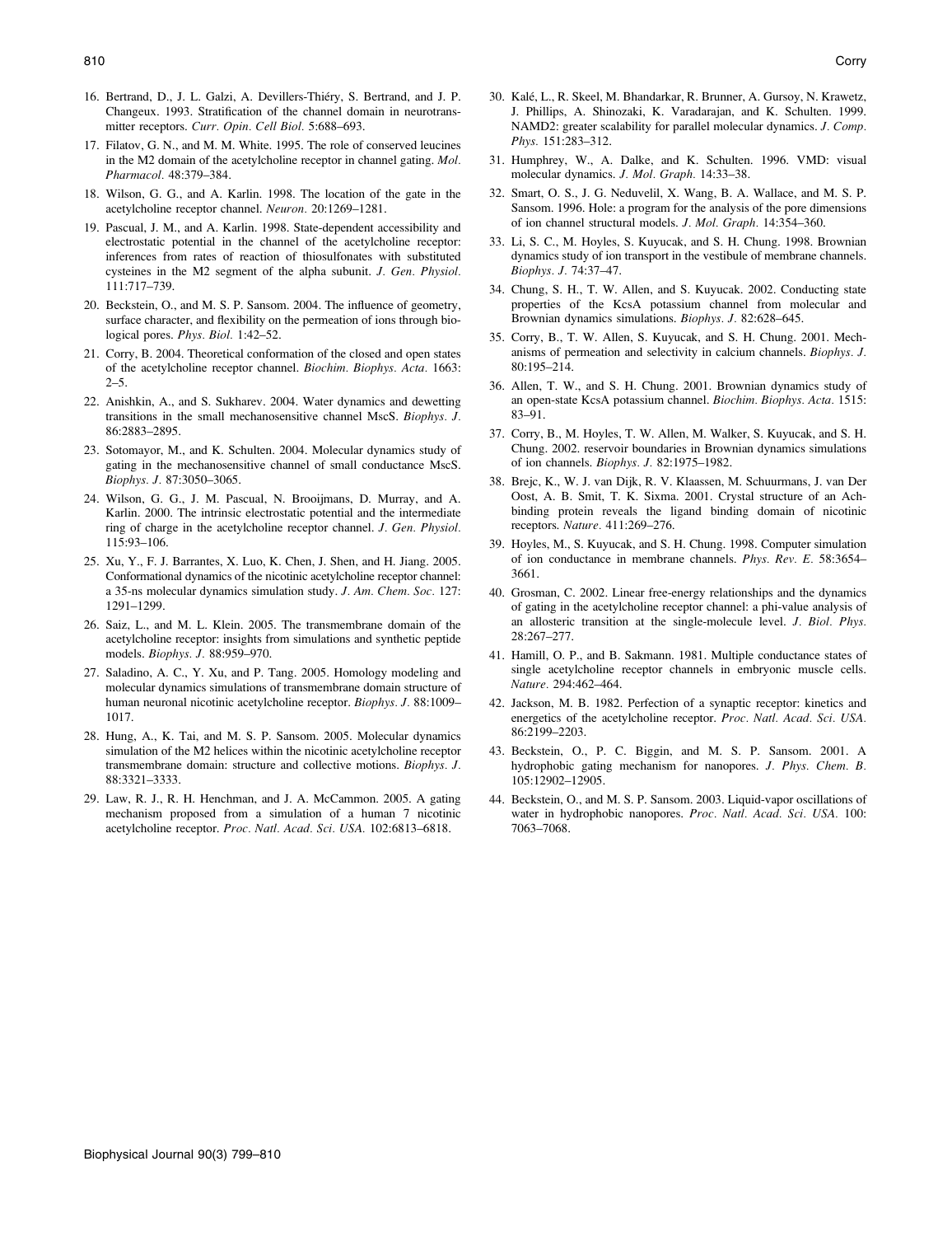16. Bertrand, D., J. L. Galzi, A. Devillers-Thiéry, S. Bertrand, and J. P. Changeux. 1993. Stratification of the channel domain in neurotransmitter receptors. *Curr. Opin. Cell Biol.* 5:688–693.

17. Filatov, G. N., and M. M. White. 1995. The role of conserved leucines in the M2 domain of the acetylcholine receptor in channel gating. *Mol. Pharmacol.* 48:379–384.

18. Wilson, G. G., and A. Karlin. 1998. The location of the gate in the acetylcholine receptor channel. *Neuron.* 20:1269–1281.

19. Pascual, J. M., and A. Karlin. 1998. State-dependent accessibility and electrostatic potential in the channel of the acetylcholine receptor: inferences from rates of reaction of thiosulfonates with substituted cysteines in the M2 segment of the alpha subunit. *J. Gen. Physiol.* 111:717–739.

20. Beckstein, O., and M. S. P. Sansom. 2004. The influence of geometry, surface character, and flexibility on the permeation of ions through biological pores. *Phys. Biol.* 1:42–52.

21. Corry, B. 2004. Theoretical conformation of the closed and open states of the acetylcholine receptor channel. *Biochim. Biophys. Acta.* 1663: 2–5.

22. Anishkin, A., and S. Sukharev. 2004. Water dynamics and dewetting transitions in the small mechanosensitive channel MscS. *Biophys. J.* 86:2883–2895.

23. Sotomayor, M., and K. Schulten. 2004. Molecular dynamics study of gating in the mechanosensitive channel of small conductance MscS. *Biophys. J.* 87:3050–3065.

24. Wilson, G. G., J. M. Pascual, N. Brooijmans, D. Murray, and A. Karlin. 2000. The intrinsic electrostatic potential and the intermediate ring of charge in the acetylcholine receptor channel. *J. Gen. Physiol.* 115:93–106.

25. Xu, Y., F. J. Barrantes, X. Luo, K. Chen, J. Shen, and H. Jiang. 2005. Conformational dynamics of the nicotinic acetylcholine receptor channel: a 35-ns molecular dynamics simulation study. *J. Am. Chem. Soc.* 127: 1291–1299.

26. Saiz, L., and M. L. Klein. 2005. The transmembrane domain of the acetylcholine receptor: insights from simulations and synthetic peptide models. *Biophys. J.* 88:959–970.

27. Saladino, A. C., Y. Xu, and P. Tang. 2005. Homology modeling and molecular dynamics simulations of transmembrane domain structure of human neuronal nicotinic acetylcholine receptor. *Biophys. J.* 88:1009–1017.

28. Hung, A., K. Tai, and M. S. P. Sansom. 2005. Molecular dynamics simulation of the M2 helices within the nicotinic acetylcholine receptor transmembrane domain: structure and collective motions. *Biophys. J.* 88:3321–3333.

29. Law, R. J., R. H. Henchman, and J. A. McCammon. 2005. A gating mechanism proposed from a simulation of a human 7 nicotinic acetylcholine receptor. *Proc. Natl. Acad. Sci. USA.* 102:6813–6818.

30. Kalé, L., R. Skeel, M. Bhandarkar, R. Brunner, A. Gursoy, N. Krawetz, J. Phillips, A. Shinozaki, K. Varadarajan, and K. Schulten. 1999. NAMD2: greater scalability for parallel molecular dynamics. *J. Comp. Phys.* 151:283–312.

31. Humphrey, W., A. Dalke, and K. Schulten. 1996. VMD: visual molecular dynamics. *J. Mol. Graph.* 14:33–38.

32. Smart, O. S., J. G. Neduvelil, X. Wang, B. A. Wallace, and M. S. P. Sansom. 1996. Hole: a program for the analysis of the pore dimensions of ion channel structural models. *J. Mol. Graph.* 14:354–360.

33. Li, S. C., M. Hoyles, S. Kuyucak, and S. H. Chung. 1998. Brownian dynamics study of ion transport in the vestibule of membrane channels. *Biophys. J.* 74:37–47.

34. Chung, S. H., T. W. Allen, and S. Kuyucak. 2002. Conducting state properties of the KcsA potassium channel from molecular and Brownian dynamics simulations. *Biophys. J.* 82:628–645.

35. Corry, B., T. W. Allen, S. Kuyucak, and S. H. Chung. 2001. Mechanisms of permeation and selectivity in calcium channels. *Biophys. J.* 80:195–214.

36. Allen, T. W., and S. H. Chung. 2001. Brownian dynamics study of an open-state KcsA potassium channel. *Biochim. Biophys. Acta.* 1515: 83–91.

37. Corry, B., M. Hoyles, T. W. Allen, M. Walker, S. Kuyucak, and S. H. Chung. 2002. reservoir boundaries in Brownian dynamics simulations of ion channels. *Biophys. J.* 82:1975–1982.

38. Brejc, K., W. J. van Dijk, R. V. Klaassen, M. Schuurmans, J. van Der Oost, A. B. Smit, T. K. Sixma. 2001. Crystal structure of an Ach-binding protein reveals the ligand binding domain of nicotinic receptors. *Nature*. 411:269–276.

39. Hoyles, M., S. Kuyucak, and S. H. Chung. 1998. Computer simulation of ion conductance in membrane channels. *Phys. Rev. E.* 58:3654–3661.

40. Grosman, C. 2002. Linear free-energy relationships and the dynamics of gating in the acetylcholine receptor channel: a phi-value analysis of an allosteric transition at the single-molecule level. *J. Biol. Phys.* 28:267–277.

41. Hamill, O. P., and B. Sakmann. 1981. Multiple conductance states of single acetylcholine receptor channels in embryonic muscle cells. *Nature*. 294:462–464.

42. Jackson, M. B. 1982. Perfection of a synaptic receptor: kinetics and energetics of the acetylcholine receptor. *Proc. Natl. Acad. Sci. USA.* 86:2199–2203.

43. Beckstein, O., P. C. Biggin, and M. S. P. Sansom. 2001. A hydrophobic gating mechanism for nanopores. *J. Phys. Chem. B.* 105:12902–12905.

44. Beckstein, O., and M. S. P. Sansom. 2003. Liquid-vapor oscillations of water in hydrophobic nanopores. *Proc. Natl. Acad. Sci. USA.* 100: 7063–7068.